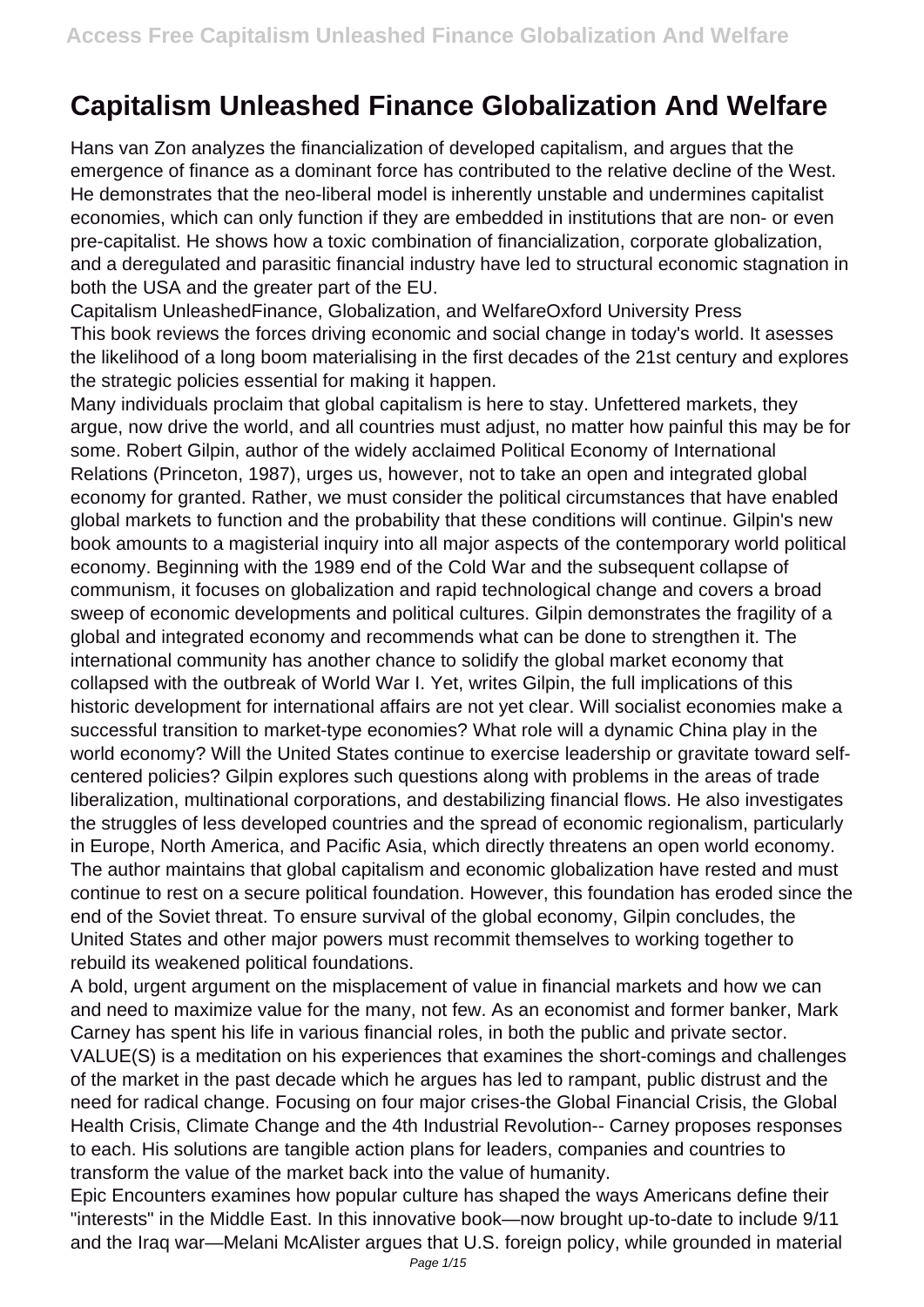# Capitalism Unleashed Finance Globalization And Welfare

Hans van Zon analyzes the financialization of developed capitalism, and argues that the emergence of finance as a dominant force has contributed to the relative decline of the West. He demonstrates that the neo-liberal model is inherently unstable and undermines capitalist economies, which can only function if they are embedded in institutions that are non- or even pre-capitalist. He shows how a toxic combination of financialization, corporate globalization, and a deregulated and parasitic financial industry have led to structural economic stagnation in both the USA and the greater part of the EU.

Capitalism UnleashedFinance, Globalization, and WelfareOxford University Press

This book reviews the forces driving economic and social change in today's world. It asesses the likelihood of a long boom materialising in the first decades of the 21st century and explores the strategic policies essential for making it happen.

Many individuals proclaim that global capitalism is here to stay. Unfettered markets, they argue, now drive the world, and all countries must adjust, no matter how painful this may be for some. Robert Gilpin, author of the widely acclaimed Political Economy of International Relations (Princeton, 1987), urges us, however, not to take an open and integrated global economy for granted. Rather, we must consider the political circumstances that have enabled global markets to function and the probability that these conditions will continue. Gilpin's new book amounts to a magisterial inquiry into all major aspects of the contemporary world political economy. Beginning with the 1989 end of the Cold War and the subsequent collapse of communism, it focuses on globalization and rapid technological change and covers a broad sweep of economic developments and political cultures. Gilpin demonstrates the fragility of a global and integrated economy and recommends what can be done to strengthen it. The international community has another chance to solidify the global market economy that collapsed with the outbreak of World War I. Yet, writes Gilpin, the full implications of this historic development for international affairs are not yet clear. Will socialist economies make a successful transition to market-type economies? What role will a dynamic China play in the world economy? Will the United States continue to exercise leadership or gravitate toward self-centered policies? Gilpin explores such questions along with problems in the areas of trade liberalization, multinational corporations, and destabilizing financial flows. He also investigates the struggles of less developed countries and the spread of economic regionalism, particularly in Europe, North America, and Pacific Asia, which directly threatens an open world economy. The author maintains that global capitalism and economic globalization have rested and must continue to rest on a secure political foundation. However, this foundation has eroded since the end of the Soviet threat. To ensure survival of the global economy, Gilpin concludes, the United States and other major powers must recommit themselves to working together to rebuild its weakened political foundations.

A bold, urgent argument on the misplacement of value in financial markets and how we can and need to maximize value for the many, not few. As an economist and former banker, Mark Carney has spent his life in various financial roles, in both the public and private sector. VALUE(S) is a meditation on his experiences that examines the short-comings and challenges of the market in the past decade which he argues has led to rampant, public distrust and the need for radical change. Focusing on four major crises-the Global Financial Crisis, the Global Health Crisis, Climate Change and the 4th Industrial Revolution-- Carney proposes responses to each. His solutions are tangible action plans for leaders, companies and countries to transform the value of the market back into the value of humanity.

Epic Encounters examines how popular culture has shaped the ways Americans define their "interests" in the Middle East. In this innovative book—now brought up-to-date to include 9/11 and the Iraq war—Melani McAlister argues that U.S. foreign policy, while grounded in material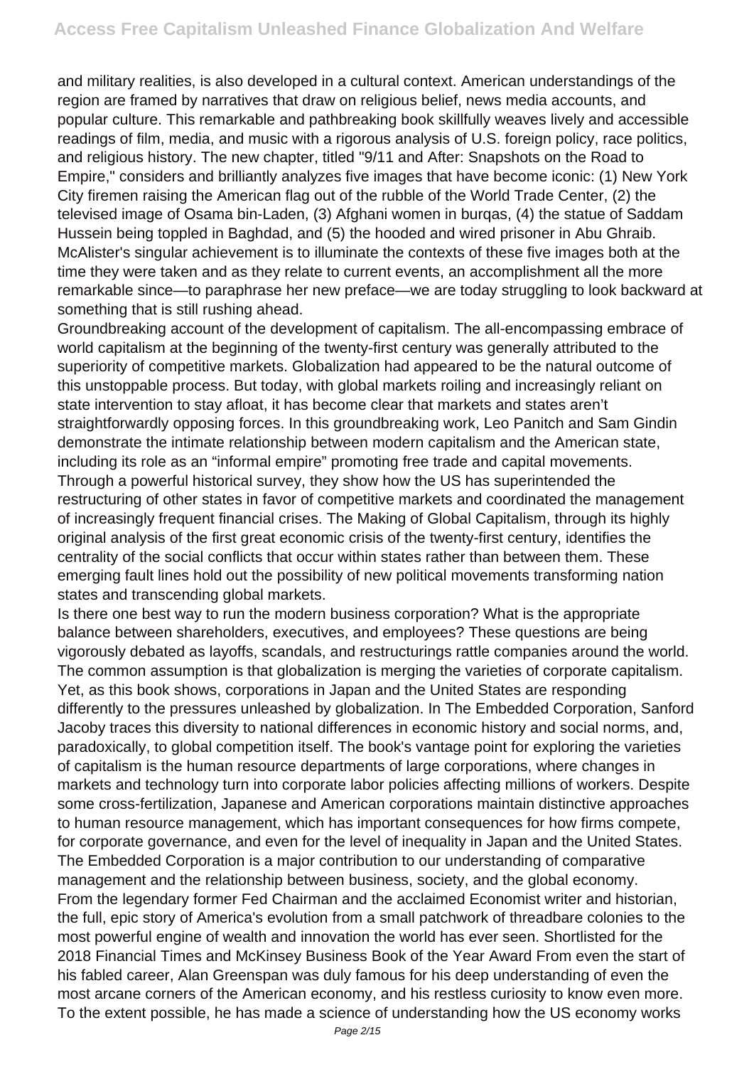and military realities, is also developed in a cultural context. American understandings of the region are framed by narratives that draw on religious belief, news media accounts, and popular culture. This remarkable and pathbreaking book skillfully weaves lively and accessible readings of film, media, and music with a rigorous analysis of U.S. foreign policy, race politics, and religious history. The new chapter, titled "9/11 and After: Snapshots on the Road to Empire," considers and brilliantly analyzes five images that have become iconic: (1) New York City firemen raising the American flag out of the rubble of the World Trade Center, (2) the televised image of Osama bin-Laden, (3) Afghani women in burqas, (4) the statue of Saddam Hussein being toppled in Baghdad, and (5) the hooded and wired prisoner in Abu Ghraib. McAlister's singular achievement is to illuminate the contexts of these five images both at the time they were taken and as they relate to current events, an accomplishment all the more remarkable since—to paraphrase her new preface—we are today struggling to look backward at something that is still rushing ahead.

Groundbreaking account of the development of capitalism. The all-encompassing embrace of world capitalism at the beginning of the twenty-first century was generally attributed to the superiority of competitive markets. Globalization had appeared to be the natural outcome of this unstoppable process. But today, with global markets roiling and increasingly reliant on state intervention to stay afloat, it has become clear that markets and states aren't straightforwardly opposing forces. In this groundbreaking work, Leo Panitch and Sam Gindin demonstrate the intimate relationship between modern capitalism and the American state, including its role as an "informal empire" promoting free trade and capital movements. Through a powerful historical survey, they show how the US has superintended the restructuring of other states in favor of competitive markets and coordinated the management of increasingly frequent financial crises. The Making of Global Capitalism, through its highly original analysis of the first great economic crisis of the twenty-first century, identifies the centrality of the social conflicts that occur within states rather than between them. These emerging fault lines hold out the possibility of new political movements transforming nation states and transcending global markets.

Is there one best way to run the modern business corporation? What is the appropriate balance between shareholders, executives, and employees? These questions are being vigorously debated as layoffs, scandals, and restructurings rattle companies around the world. The common assumption is that globalization is merging the varieties of corporate capitalism. Yet, as this book shows, corporations in Japan and the United States are responding differently to the pressures unleashed by globalization. In The Embedded Corporation, Sanford Jacoby traces this diversity to national differences in economic history and social norms, and, paradoxically, to global competition itself. The book's vantage point for exploring the varieties of capitalism is the human resource departments of large corporations, where changes in markets and technology turn into corporate labor policies affecting millions of workers. Despite some cross-fertilization, Japanese and American corporations maintain distinctive approaches to human resource management, which has important consequences for how firms compete, for corporate governance, and even for the level of inequality in Japan and the United States. The Embedded Corporation is a major contribution to our understanding of comparative management and the relationship between business, society, and the global economy.

From the legendary former Fed Chairman and the acclaimed Economist writer and historian, the full, epic story of America's evolution from a small patchwork of threadbare colonies to the most powerful engine of wealth and innovation the world has ever seen. Shortlisted for the 2018 Financial Times and McKinsey Business Book of the Year Award From even the start of his fabled career, Alan Greenspan was duly famous for his deep understanding of even the most arcane corners of the American economy, and his restless curiosity to know even more. To the extent possible, he has made a science of understanding how the US economy works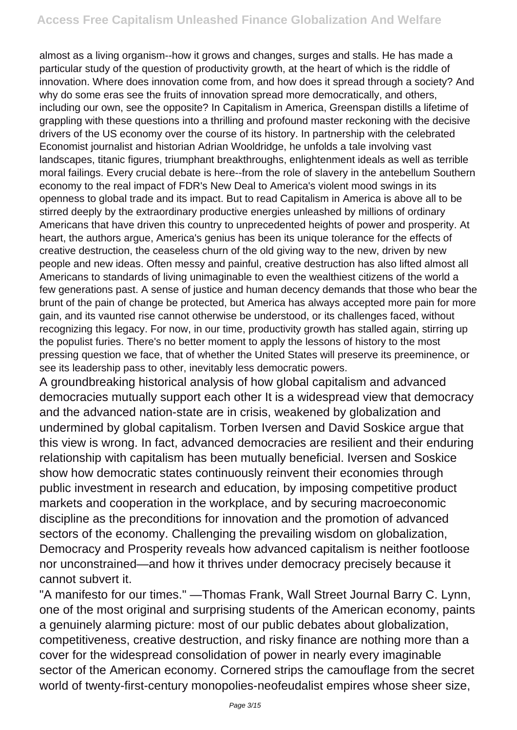almost as a living organism--how it grows and changes, surges and stalls. He has made a particular study of the question of productivity growth, at the heart of which is the riddle of innovation. Where does innovation come from, and how does it spread through a society? And why do some eras see the fruits of innovation spread more democratically, and others, including our own, see the opposite? In Capitalism in America, Greenspan distills a lifetime of grappling with these questions into a thrilling and profound master reckoning with the decisive drivers of the US economy over the course of its history. In partnership with the celebrated Economist journalist and historian Adrian Wooldridge, he unfolds a tale involving vast landscapes, titanic figures, triumphant breakthroughs, enlightenment ideals as well as terrible moral failings. Every crucial debate is here--from the role of slavery in the antebellum Southern economy to the real impact of FDR's New Deal to America's violent mood swings in its openness to global trade and its impact. But to read Capitalism in America is above all to be stirred deeply by the extraordinary productive energies unleashed by millions of ordinary Americans that have driven this country to unprecedented heights of power and prosperity. At heart, the authors argue, America's genius has been its unique tolerance for the effects of creative destruction, the ceaseless churn of the old giving way to the new, driven by new people and new ideas. Often messy and painful, creative destruction has also lifted almost all Americans to standards of living unimaginable to even the wealthiest citizens of the world a few generations past. A sense of justice and human decency demands that those who bear the brunt of the pain of change be protected, but America has always accepted more pain for more gain, and its vaunted rise cannot otherwise be understood, or its challenges faced, without recognizing this legacy. For now, in our time, productivity growth has stalled again, stirring up the populist furies. There's no better moment to apply the lessons of history to the most pressing question we face, that of whether the United States will preserve its preeminence, or see its leadership pass to other, inevitably less democratic powers.

A groundbreaking historical analysis of how global capitalism and advanced democracies mutually support each other It is a widespread view that democracy and the advanced nation-state are in crisis, weakened by globalization and undermined by global capitalism. Torben Iversen and David Soskice argue that this view is wrong. In fact, advanced democracies are resilient and their enduring relationship with capitalism has been mutually beneficial. Iversen and Soskice show how democratic states continuously reinvent their economies through public investment in research and education, by imposing competitive product markets and cooperation in the workplace, and by securing macroeconomic discipline as the preconditions for innovation and the promotion of advanced sectors of the economy. Challenging the prevailing wisdom on globalization, Democracy and Prosperity reveals how advanced capitalism is neither footloose nor unconstrained—and how it thrives under democracy precisely because it cannot subvert it.

"A manifesto for our times." —Thomas Frank, Wall Street Journal Barry C. Lynn, one of the most original and surprising students of the American economy, paints a genuinely alarming picture: most of our public debates about globalization, competitiveness, creative destruction, and risky finance are nothing more than a cover for the widespread consolidation of power in nearly every imaginable sector of the American economy. Cornered strips the camouflage from the secret world of twenty-first-century monopolies-neofeudalist empires whose sheer size,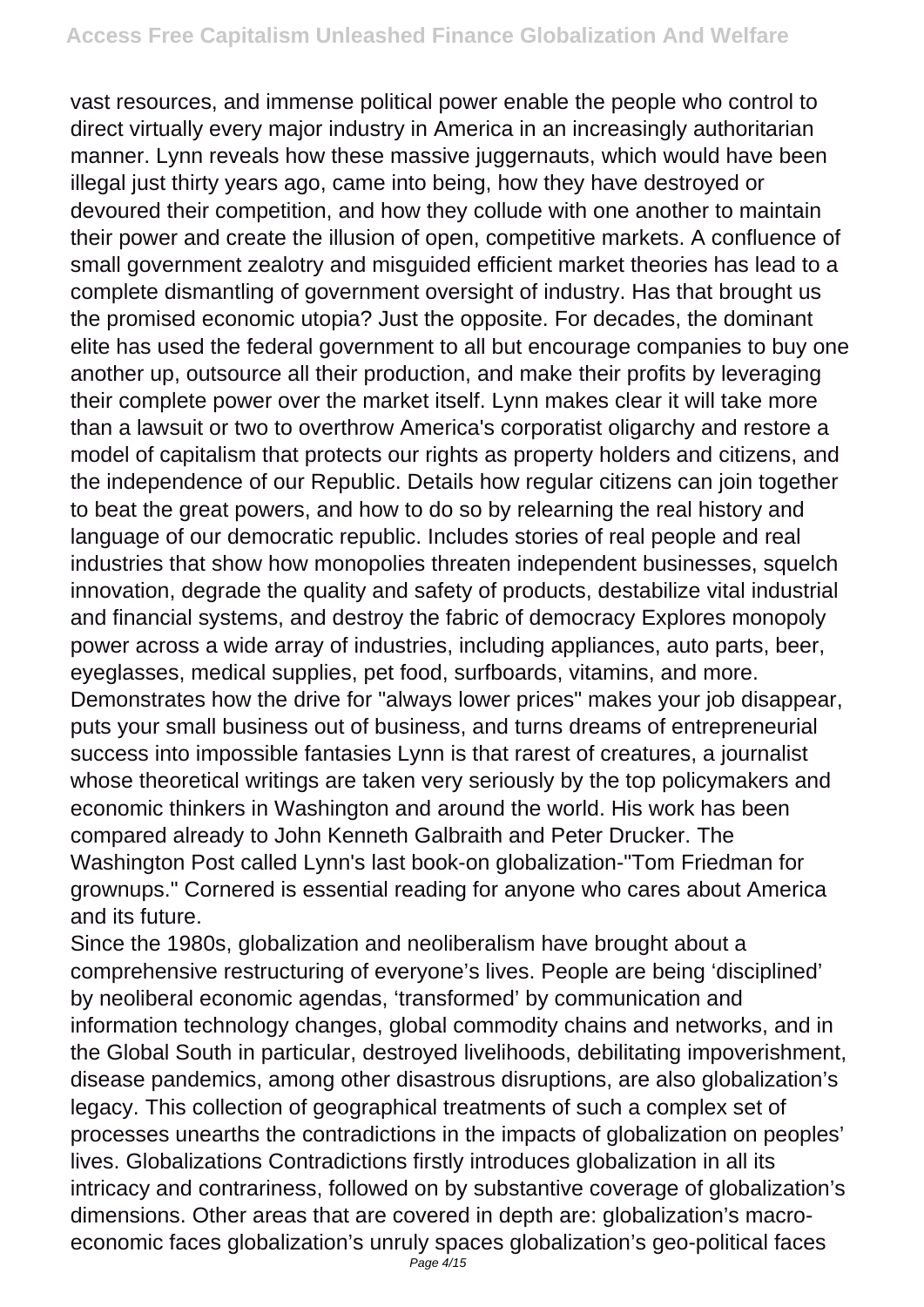vast resources, and immense political power enable the people who control to direct virtually every major industry in America in an increasingly authoritarian manner. Lynn reveals how these massive juggernauts, which would have been illegal just thirty years ago, came into being, how they have destroyed or devoured their competition, and how they collude with one another to maintain their power and create the illusion of open, competitive markets. A confluence of small government zealotry and misguided efficient market theories has lead to a complete dismantling of government oversight of industry. Has that brought us the promised economic utopia? Just the opposite. For decades, the dominant elite has used the federal government to all but encourage companies to buy one another up, outsource all their production, and make their profits by leveraging their complete power over the market itself. Lynn makes clear it will take more than a lawsuit or two to overthrow America's corporatist oligarchy and restore a model of capitalism that protects our rights as property holders and citizens, and the independence of our Republic. Details how regular citizens can join together to beat the great powers, and how to do so by relearning the real history and language of our democratic republic. Includes stories of real people and real industries that show how monopolies threaten independent businesses, squelch innovation, degrade the quality and safety of products, destabilize vital industrial and financial systems, and destroy the fabric of democracy Explores monopoly power across a wide array of industries, including appliances, auto parts, beer, eyeglasses, medical supplies, pet food, surfboards, vitamins, and more. Demonstrates how the drive for "always lower prices" makes your job disappear, puts your small business out of business, and turns dreams of entrepreneurial success into impossible fantasies Lynn is that rarest of creatures, a journalist whose theoretical writings are taken very seriously by the top policymakers and economic thinkers in Washington and around the world. His work has been compared already to John Kenneth Galbraith and Peter Drucker. The Washington Post called Lynn's last book-on globalization-"Tom Friedman for grownups." Cornered is essential reading for anyone who cares about America and its future.

Since the 1980s, globalization and neoliberalism have brought about a comprehensive restructuring of everyone's lives. People are being 'disciplined' by neoliberal economic agendas, 'transformed' by communication and information technology changes, global commodity chains and networks, and in the Global South in particular, destroyed livelihoods, debilitating impoverishment, disease pandemics, among other disastrous disruptions, are also globalization's legacy. This collection of geographical treatments of such a complex set of processes unearths the contradictions in the impacts of globalization on peoples' lives. Globalizations Contradictions firstly introduces globalization in all its intricacy and contrariness, followed on by substantive coverage of globalization's dimensions. Other areas that are covered in depth are: globalization's macro-economic faces globalization's unruly spaces globalization's geo-political faces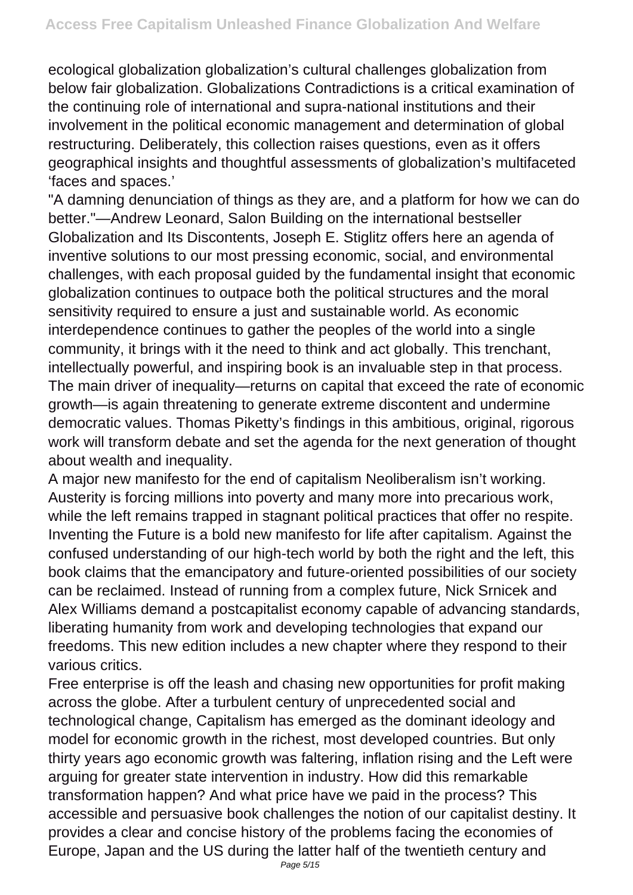ecological globalization globalization's cultural challenges globalization from below fair globalization. Globalizations Contradictions is a critical examination of the continuing role of international and supra-national institutions and their involvement in the political economic management and determination of global restructuring. Deliberately, this collection raises questions, even as it offers geographical insights and thoughtful assessments of globalization's multifaceted 'faces and spaces.'

"A damning denunciation of things as they are, and a platform for how we can do better."—Andrew Leonard, Salon Building on the international bestseller Globalization and Its Discontents, Joseph E. Stiglitz offers here an agenda of inventive solutions to our most pressing economic, social, and environmental challenges, with each proposal guided by the fundamental insight that economic globalization continues to outpace both the political structures and the moral sensitivity required to ensure a just and sustainable world. As economic interdependence continues to gather the peoples of the world into a single community, it brings with it the need to think and act globally. This trenchant, intellectually powerful, and inspiring book is an invaluable step in that process. The main driver of inequality—returns on capital that exceed the rate of economic growth—is again threatening to generate extreme discontent and undermine democratic values. Thomas Piketty's findings in this ambitious, original, rigorous work will transform debate and set the agenda for the next generation of thought about wealth and inequality.

A major new manifesto for the end of capitalism Neoliberalism isn't working. Austerity is forcing millions into poverty and many more into precarious work, while the left remains trapped in stagnant political practices that offer no respite. Inventing the Future is a bold new manifesto for life after capitalism. Against the confused understanding of our high-tech world by both the right and the left, this book claims that the emancipatory and future-oriented possibilities of our society can be reclaimed. Instead of running from a complex future, Nick Srnicek and Alex Williams demand a postcapitalist economy capable of advancing standards, liberating humanity from work and developing technologies that expand our freedoms. This new edition includes a new chapter where they respond to their various critics.

Free enterprise is off the leash and chasing new opportunities for profit making across the globe. After a turbulent century of unprecedented social and technological change, Capitalism has emerged as the dominant ideology and model for economic growth in the richest, most developed countries. But only thirty years ago economic growth was faltering, inflation rising and the Left were arguing for greater state intervention in industry. How did this remarkable transformation happen? And what price have we paid in the process? This accessible and persuasive book challenges the notion of our capitalist destiny. It provides a clear and concise history of the problems facing the economies of Europe, Japan and the US during the latter half of the twentieth century and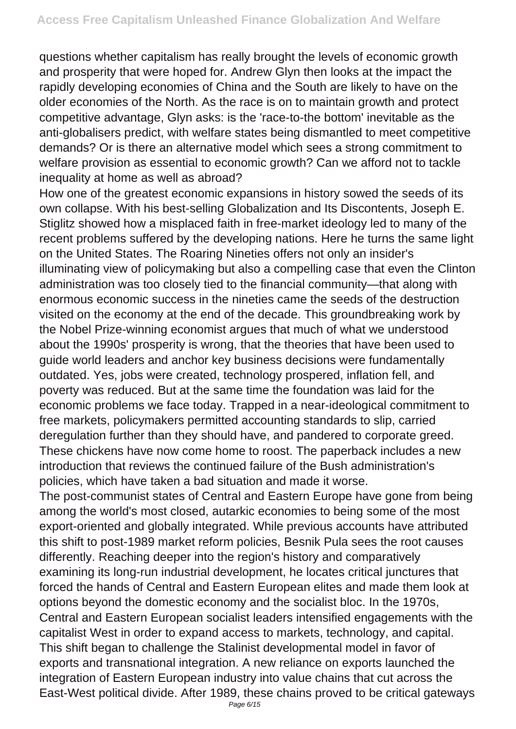questions whether capitalism has really brought the levels of economic growth and prosperity that were hoped for. Andrew Glyn then looks at the impact the rapidly developing economies of China and the South are likely to have on the older economies of the North. As the race is on to maintain growth and protect competitive advantage, Glyn asks: is the 'race-to-the bottom' inevitable as the anti-globalisers predict, with welfare states being dismantled to meet competitive demands? Or is there an alternative model which sees a strong commitment to welfare provision as essential to economic growth? Can we afford not to tackle inequality at home as well as abroad?

How one of the greatest economic expansions in history sowed the seeds of its own collapse. With his best-selling Globalization and Its Discontents, Joseph E. Stiglitz showed how a misplaced faith in free-market ideology led to many of the recent problems suffered by the developing nations. Here he turns the same light on the United States. The Roaring Nineties offers not only an insider's illuminating view of policymaking but also a compelling case that even the Clinton administration was too closely tied to the financial community—that along with enormous economic success in the nineties came the seeds of the destruction visited on the economy at the end of the decade. This groundbreaking work by the Nobel Prize-winning economist argues that much of what we understood about the 1990s' prosperity is wrong, that the theories that have been used to guide world leaders and anchor key business decisions were fundamentally outdated. Yes, jobs were created, technology prospered, inflation fell, and poverty was reduced. But at the same time the foundation was laid for the economic problems we face today. Trapped in a near-ideological commitment to free markets, policymakers permitted accounting standards to slip, carried deregulation further than they should have, and pandered to corporate greed. These chickens have now come home to roost. The paperback includes a new introduction that reviews the continued failure of the Bush administration's policies, which have taken a bad situation and made it worse.

The post-communist states of Central and Eastern Europe have gone from being among the world's most closed, autarkic economies to being some of the most export-oriented and globally integrated. While previous accounts have attributed this shift to post-1989 market reform policies, Besnik Pula sees the root causes differently. Reaching deeper into the region's history and comparatively examining its long-run industrial development, he locates critical junctures that forced the hands of Central and Eastern European elites and made them look at options beyond the domestic economy and the socialist bloc. In the 1970s, Central and Eastern European socialist leaders intensified engagements with the capitalist West in order to expand access to markets, technology, and capital. This shift began to challenge the Stalinist developmental model in favor of exports and transnational integration. A new reliance on exports launched the integration of Eastern European industry into value chains that cut across the East-West political divide. After 1989, these chains proved to be critical gateways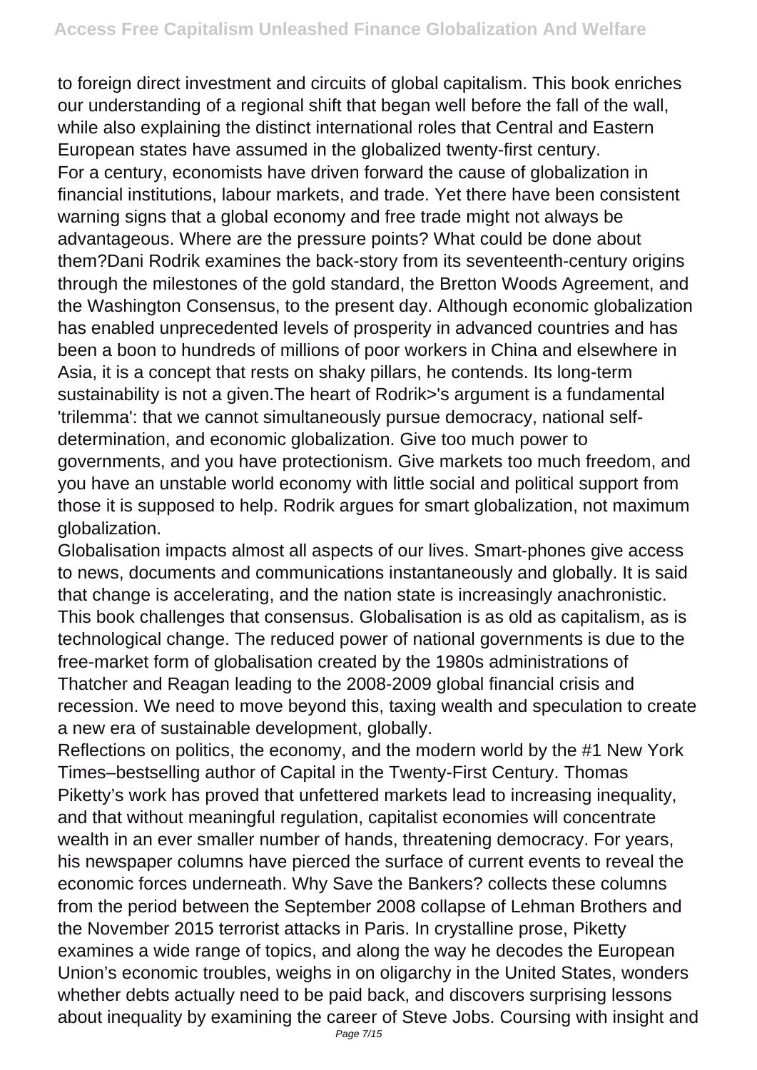to foreign direct investment and circuits of global capitalism. This book enriches our understanding of a regional shift that began well before the fall of the wall, while also explaining the distinct international roles that Central and Eastern European states have assumed in the globalized twenty-first century.

For a century, economists have driven forward the cause of globalization in financial institutions, labour markets, and trade. Yet there have been consistent warning signs that a global economy and free trade might not always be advantageous. Where are the pressure points? What could be done about them?Dani Rodrik examines the back-story from its seventeenth-century origins through the milestones of the gold standard, the Bretton Woods Agreement, and the Washington Consensus, to the present day. Although economic globalization has enabled unprecedented levels of prosperity in advanced countries and has been a boon to hundreds of millions of poor workers in China and elsewhere in Asia, it is a concept that rests on shaky pillars, he contends. Its long-term sustainability is not a given.The heart of Rodrik>'s argument is a fundamental 'trilemma': that we cannot simultaneously pursue democracy, national self-determination, and economic globalization. Give too much power to governments, and you have protectionism. Give markets too much freedom, and you have an unstable world economy with little social and political support from those it is supposed to help. Rodrik argues for smart globalization, not maximum globalization.

Globalisation impacts almost all aspects of our lives. Smart-phones give access to news, documents and communications instantaneously and globally. It is said that change is accelerating, and the nation state is increasingly anachronistic. This book challenges that consensus. Globalisation is as old as capitalism, as is technological change. The reduced power of national governments is due to the free-market form of globalisation created by the 1980s administrations of Thatcher and Reagan leading to the 2008-2009 global financial crisis and recession. We need to move beyond this, taxing wealth and speculation to create a new era of sustainable development, globally.

Reflections on politics, the economy, and the modern world by the #1 New York Times–bestselling author of Capital in the Twenty-First Century. Thomas Piketty's work has proved that unfettered markets lead to increasing inequality, and that without meaningful regulation, capitalist economies will concentrate wealth in an ever smaller number of hands, threatening democracy. For years, his newspaper columns have pierced the surface of current events to reveal the economic forces underneath. Why Save the Bankers? collects these columns from the period between the September 2008 collapse of Lehman Brothers and the November 2015 terrorist attacks in Paris. In crystalline prose, Piketty examines a wide range of topics, and along the way he decodes the European Union's economic troubles, weighs in on oligarchy in the United States, wonders whether debts actually need to be paid back, and discovers surprising lessons about inequality by examining the career of Steve Jobs. Coursing with insight and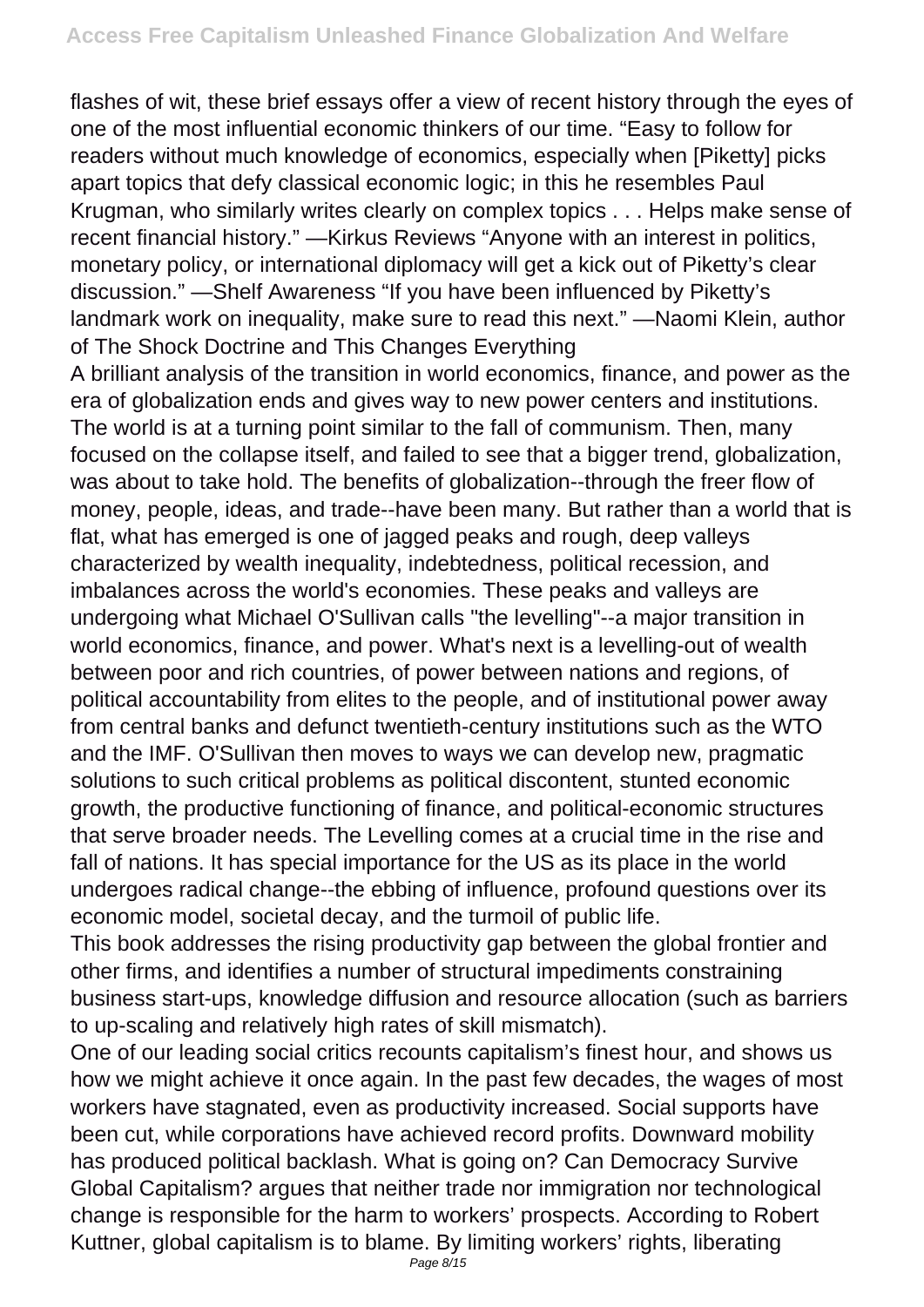flashes of wit, these brief essays offer a view of recent history through the eyes of one of the most influential economic thinkers of our time. “Easy to follow for readers without much knowledge of economics, especially when [Piketty] picks apart topics that defy classical economic logic; in this he resembles Paul Krugman, who similarly writes clearly on complex topics . . . Helps make sense of recent financial history.” —Kirkus Reviews “Anyone with an interest in politics, monetary policy, or international diplomacy will get a kick out of Piketty’s clear discussion.” —Shelf Awareness “If you have been influenced by Piketty’s landmark work on inequality, make sure to read this next.” —Naomi Klein, author of The Shock Doctrine and This Changes Everything

A brilliant analysis of the transition in world economics, finance, and power as the era of globalization ends and gives way to new power centers and institutions. The world is at a turning point similar to the fall of communism. Then, many focused on the collapse itself, and failed to see that a bigger trend, globalization, was about to take hold. The benefits of globalization--through the freer flow of money, people, ideas, and trade--have been many. But rather than a world that is flat, what has emerged is one of jagged peaks and rough, deep valleys characterized by wealth inequality, indebtedness, political recession, and imbalances across the world's economies. These peaks and valleys are undergoing what Michael O'Sullivan calls "the levelling"--a major transition in world economics, finance, and power. What's next is a levelling-out of wealth between poor and rich countries, of power between nations and regions, of political accountability from elites to the people, and of institutional power away from central banks and defunct twentieth-century institutions such as the WTO and the IMF. O'Sullivan then moves to ways we can develop new, pragmatic solutions to such critical problems as political discontent, stunted economic growth, the productive functioning of finance, and political-economic structures that serve broader needs. The Levelling comes at a crucial time in the rise and fall of nations. It has special importance for the US as its place in the world undergoes radical change--the ebbing of influence, profound questions over its economic model, societal decay, and the turmoil of public life.

This book addresses the rising productivity gap between the global frontier and other firms, and identifies a number of structural impediments constraining business start-ups, knowledge diffusion and resource allocation (such as barriers to up-scaling and relatively high rates of skill mismatch).

One of our leading social critics recounts capitalism’s finest hour, and shows us how we might achieve it once again. In the past few decades, the wages of most workers have stagnated, even as productivity increased. Social supports have been cut, while corporations have achieved record profits. Downward mobility has produced political backlash. What is going on? Can Democracy Survive Global Capitalism? argues that neither trade nor immigration nor technological change is responsible for the harm to workers’ prospects. According to Robert Kuttner, global capitalism is to blame. By limiting workers’ rights, liberating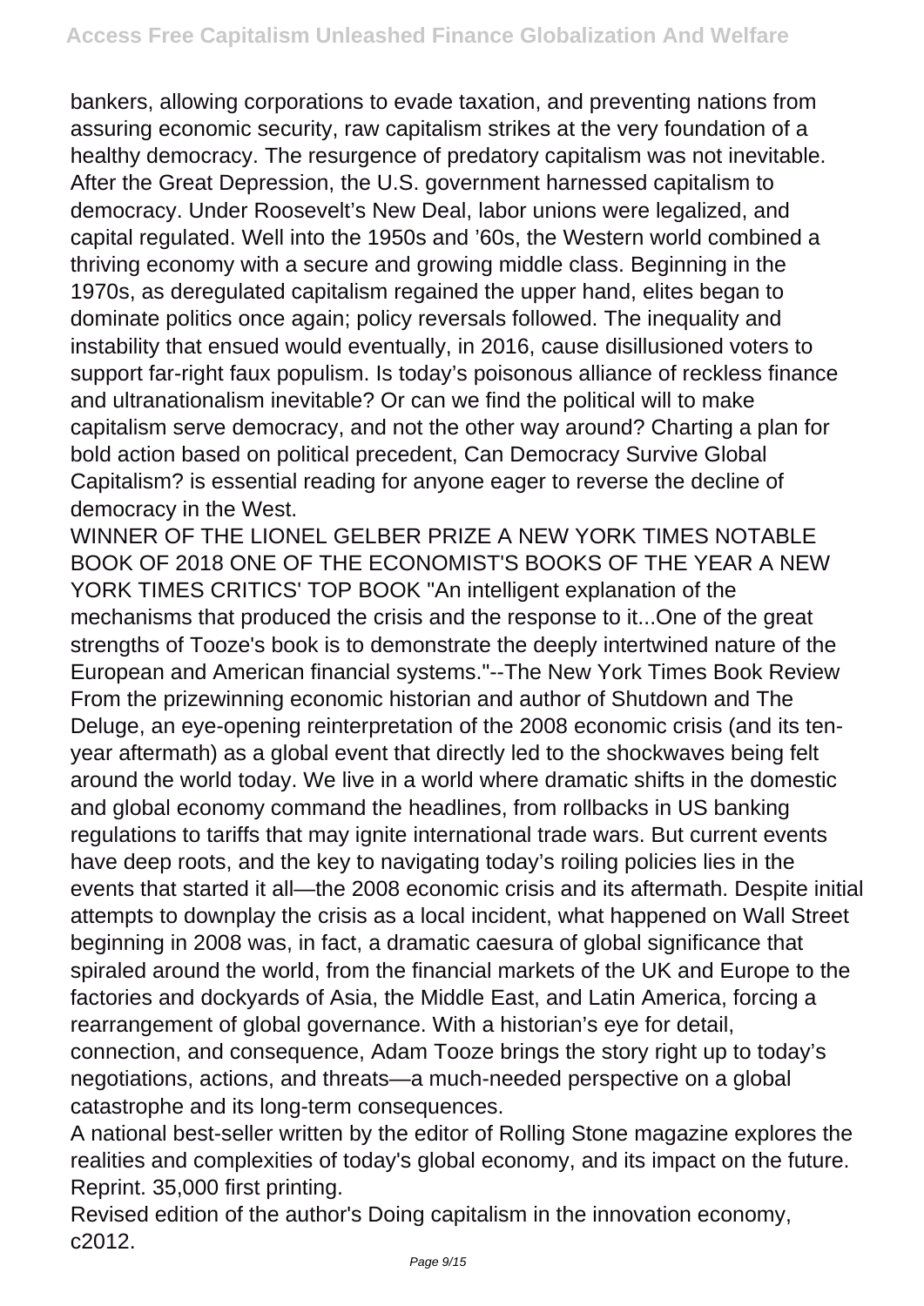bankers, allowing corporations to evade taxation, and preventing nations from assuring economic security, raw capitalism strikes at the very foundation of a healthy democracy. The resurgence of predatory capitalism was not inevitable. After the Great Depression, the U.S. government harnessed capitalism to democracy. Under Roosevelt's New Deal, labor unions were legalized, and capital regulated. Well into the 1950s and '60s, the Western world combined a thriving economy with a secure and growing middle class. Beginning in the 1970s, as deregulated capitalism regained the upper hand, elites began to dominate politics once again; policy reversals followed. The inequality and instability that ensued would eventually, in 2016, cause disillusioned voters to support far-right faux populism. Is today's poisonous alliance of reckless finance and ultranationalism inevitable? Or can we find the political will to make capitalism serve democracy, and not the other way around? Charting a plan for bold action based on political precedent, Can Democracy Survive Global Capitalism? is essential reading for anyone eager to reverse the decline of democracy in the West.

WINNER OF THE LIONEL GELBER PRIZE A NEW YORK TIMES NOTABLE BOOK OF 2018 ONE OF THE ECONOMIST'S BOOKS OF THE YEAR A NEW YORK TIMES CRITICS' TOP BOOK "An intelligent explanation of the mechanisms that produced the crisis and the response to it...One of the great strengths of Tooze's book is to demonstrate the deeply intertwined nature of the European and American financial systems."--The New York Times Book Review From the prizewinning economic historian and author of Shutdown and The Deluge, an eye-opening reinterpretation of the 2008 economic crisis (and its ten-year aftermath) as a global event that directly led to the shockwaves being felt around the world today. We live in a world where dramatic shifts in the domestic and global economy command the headlines, from rollbacks in US banking regulations to tariffs that may ignite international trade wars. But current events have deep roots, and the key to navigating today's roiling policies lies in the events that started it all—the 2008 economic crisis and its aftermath. Despite initial attempts to downplay the crisis as a local incident, what happened on Wall Street beginning in 2008 was, in fact, a dramatic caesura of global significance that spiraled around the world, from the financial markets of the UK and Europe to the factories and dockyards of Asia, the Middle East, and Latin America, forcing a rearrangement of global governance. With a historian's eye for detail, connection, and consequence, Adam Tooze brings the story right up to today's negotiations, actions, and threats—a much-needed perspective on a global catastrophe and its long-term consequences.

A national best-seller written by the editor of Rolling Stone magazine explores the realities and complexities of today's global economy, and its impact on the future. Reprint. 35,000 first printing.

Revised edition of the author's Doing capitalism in the innovation economy, c2012.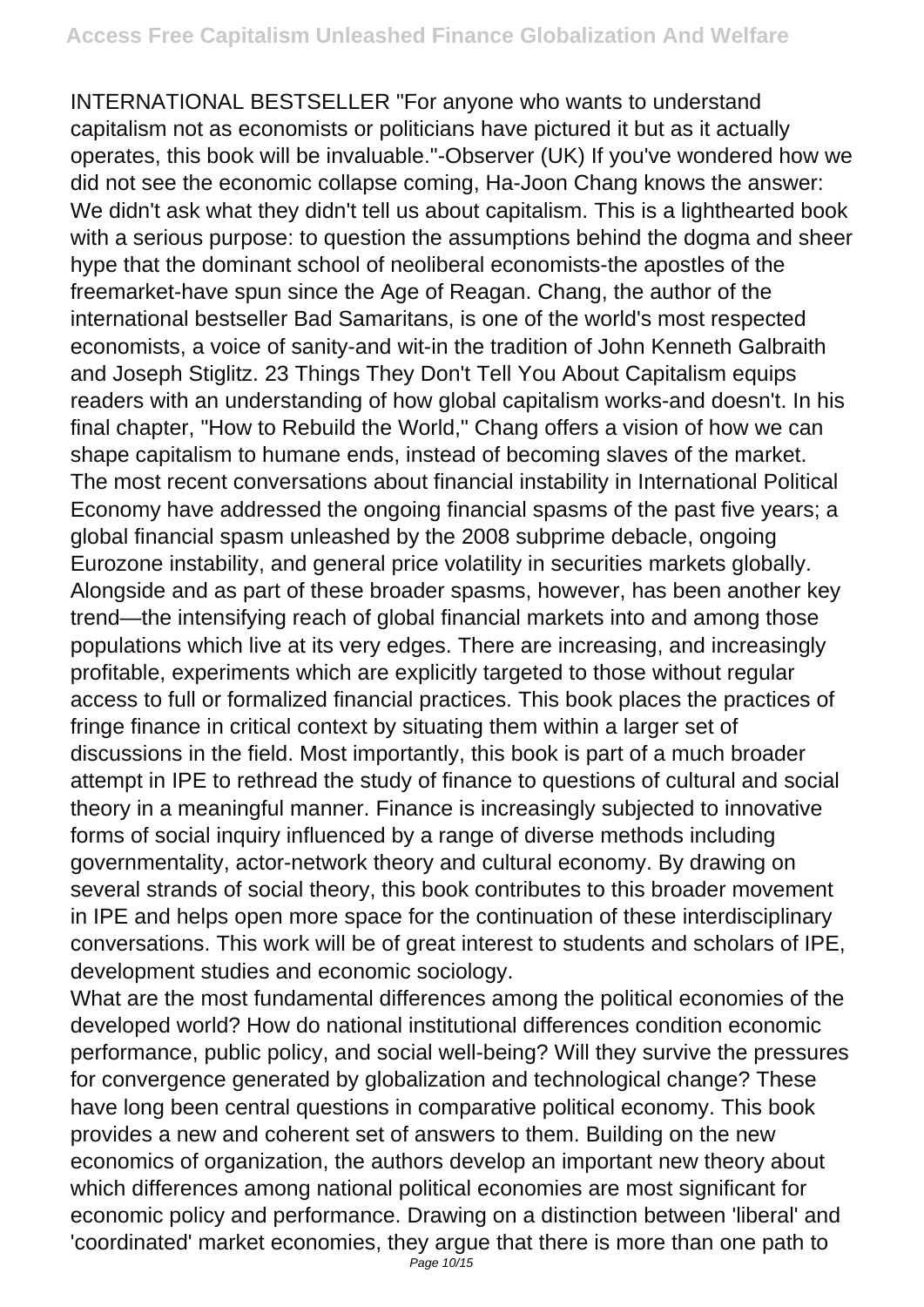INTERNATIONAL BESTSELLER "For anyone who wants to understand capitalism not as economists or politicians have pictured it but as it actually operates, this book will be invaluable."-Observer (UK) If you've wondered how we did not see the economic collapse coming, Ha-Joon Chang knows the answer: We didn't ask what they didn't tell us about capitalism. This is a lighthearted book with a serious purpose: to question the assumptions behind the dogma and sheer hype that the dominant school of neoliberal economists-the apostles of the freemarket-have spun since the Age of Reagan. Chang, the author of the international bestseller Bad Samaritans, is one of the world's most respected economists, a voice of sanity-and wit-in the tradition of John Kenneth Galbraith and Joseph Stiglitz. 23 Things They Don't Tell You About Capitalism equips readers with an understanding of how global capitalism works-and doesn't. In his final chapter, "How to Rebuild the World," Chang offers a vision of how we can shape capitalism to humane ends, instead of becoming slaves of the market. The most recent conversations about financial instability in International Political Economy have addressed the ongoing financial spasms of the past five years; a global financial spasm unleashed by the 2008 subprime debacle, ongoing Eurozone instability, and general price volatility in securities markets globally. Alongside and as part of these broader spasms, however, has been another key trend—the intensifying reach of global financial markets into and among those populations which live at its very edges. There are increasing, and increasingly profitable, experiments which are explicitly targeted to those without regular access to full or formalized financial practices. This book places the practices of fringe finance in critical context by situating them within a larger set of discussions in the field. Most importantly, this book is part of a much broader attempt in IPE to rethread the study of finance to questions of cultural and social theory in a meaningful manner. Finance is increasingly subjected to innovative forms of social inquiry influenced by a range of diverse methods including governmentality, actor-network theory and cultural economy. By drawing on several strands of social theory, this book contributes to this broader movement in IPE and helps open more space for the continuation of these interdisciplinary conversations. This work will be of great interest to students and scholars of IPE, development studies and economic sociology.

What are the most fundamental differences among the political economies of the developed world? How do national institutional differences condition economic performance, public policy, and social well-being? Will they survive the pressures for convergence generated by globalization and technological change? These have long been central questions in comparative political economy. This book provides a new and coherent set of answers to them. Building on the new economics of organization, the authors develop an important new theory about which differences among national political economies are most significant for economic policy and performance. Drawing on a distinction between 'liberal' and 'coordinated' market economies, they argue that there is more than one path to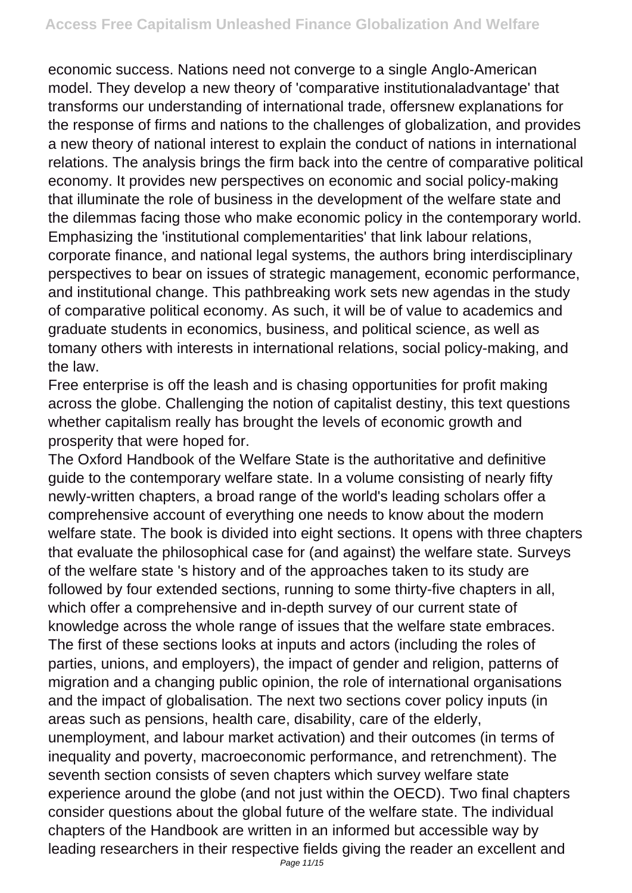economic success. Nations need not converge to a single Anglo-American model. They develop a new theory of 'comparative institutionaladvantage' that transforms our understanding of international trade, offersnew explanations for the response of firms and nations to the challenges of globalization, and provides a new theory of national interest to explain the conduct of nations in international relations. The analysis brings the firm back into the centre of comparative political economy. It provides new perspectives on economic and social policy-making that illuminate the role of business in the development of the welfare state and the dilemmas facing those who make economic policy in the contemporary world. Emphasizing the 'institutional complementarities' that link labour relations, corporate finance, and national legal systems, the authors bring interdisciplinary perspectives to bear on issues of strategic management, economic performance, and institutional change. This pathbreaking work sets new agendas in the study of comparative political economy. As such, it will be of value to academics and graduate students in economics, business, and political science, as well as tomany others with interests in international relations, social policy-making, and the law.

Free enterprise is off the leash and is chasing opportunities for profit making across the globe. Challenging the notion of capitalist destiny, this text questions whether capitalism really has brought the levels of economic growth and prosperity that were hoped for.

The Oxford Handbook of the Welfare State is the authoritative and definitive guide to the contemporary welfare state. In a volume consisting of nearly fifty newly-written chapters, a broad range of the world's leading scholars offer a comprehensive account of everything one needs to know about the modern welfare state. The book is divided into eight sections. It opens with three chapters that evaluate the philosophical case for (and against) the welfare state. Surveys of the welfare state 's history and of the approaches taken to its study are followed by four extended sections, running to some thirty-five chapters in all, which offer a comprehensive and in-depth survey of our current state of knowledge across the whole range of issues that the welfare state embraces. The first of these sections looks at inputs and actors (including the roles of parties, unions, and employers), the impact of gender and religion, patterns of migration and a changing public opinion, the role of international organisations and the impact of globalisation. The next two sections cover policy inputs (in areas such as pensions, health care, disability, care of the elderly, unemployment, and labour market activation) and their outcomes (in terms of inequality and poverty, macroeconomic performance, and retrenchment). The seventh section consists of seven chapters which survey welfare state experience around the globe (and not just within the OECD). Two final chapters consider questions about the global future of the welfare state. The individual chapters of the Handbook are written in an informed but accessible way by leading researchers in their respective fields giving the reader an excellent and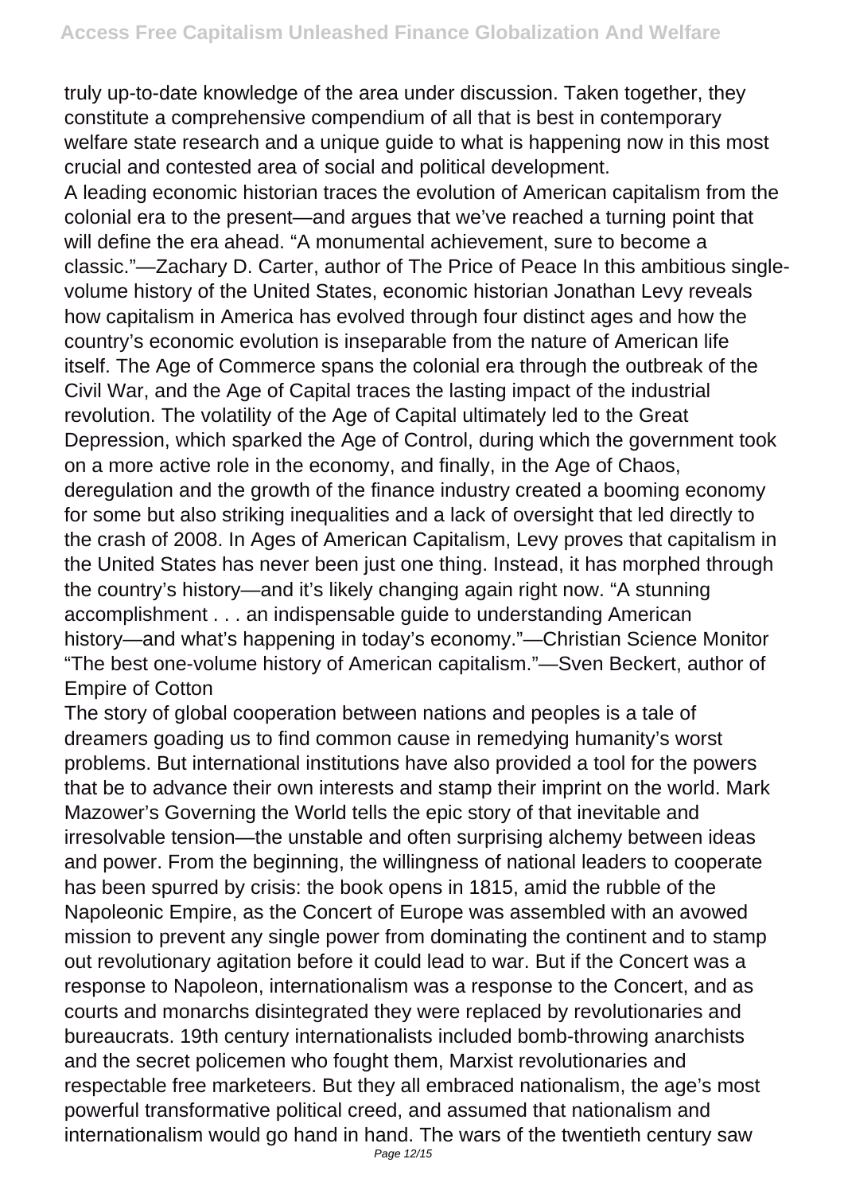truly up-to-date knowledge of the area under discussion. Taken together, they constitute a comprehensive compendium of all that is best in contemporary welfare state research and a unique guide to what is happening now in this most crucial and contested area of social and political development.

A leading economic historian traces the evolution of American capitalism from the colonial era to the present—and argues that we've reached a turning point that will define the era ahead. "A monumental achievement, sure to become a classic."—Zachary D. Carter, author of The Price of Peace In this ambitious single-volume history of the United States, economic historian Jonathan Levy reveals how capitalism in America has evolved through four distinct ages and how the country's economic evolution is inseparable from the nature of American life itself. The Age of Commerce spans the colonial era through the outbreak of the Civil War, and the Age of Capital traces the lasting impact of the industrial revolution. The volatility of the Age of Capital ultimately led to the Great Depression, which sparked the Age of Control, during which the government took on a more active role in the economy, and finally, in the Age of Chaos, deregulation and the growth of the finance industry created a booming economy for some but also striking inequalities and a lack of oversight that led directly to the crash of 2008. In Ages of American Capitalism, Levy proves that capitalism in the United States has never been just one thing. Instead, it has morphed through the country's history—and it's likely changing again right now. "A stunning accomplishment . . . an indispensable guide to understanding American history—and what's happening in today's economy."—Christian Science Monitor "The best one-volume history of American capitalism."—Sven Beckert, author of Empire of Cotton

The story of global cooperation between nations and peoples is a tale of dreamers goading us to find common cause in remedying humanity's worst problems. But international institutions have also provided a tool for the powers that be to advance their own interests and stamp their imprint on the world. Mark Mazower's Governing the World tells the epic story of that inevitable and irresolvable tension—the unstable and often surprising alchemy between ideas and power. From the beginning, the willingness of national leaders to cooperate has been spurred by crisis: the book opens in 1815, amid the rubble of the Napoleonic Empire, as the Concert of Europe was assembled with an avowed mission to prevent any single power from dominating the continent and to stamp out revolutionary agitation before it could lead to war. But if the Concert was a response to Napoleon, internationalism was a response to the Concert, and as courts and monarchs disintegrated they were replaced by revolutionaries and bureaucrats. 19th century internationalists included bomb-throwing anarchists and the secret policemen who fought them, Marxist revolutionaries and respectable free marketeers. But they all embraced nationalism, the age's most powerful transformative political creed, and assumed that nationalism and internationalism would go hand in hand. The wars of the twentieth century saw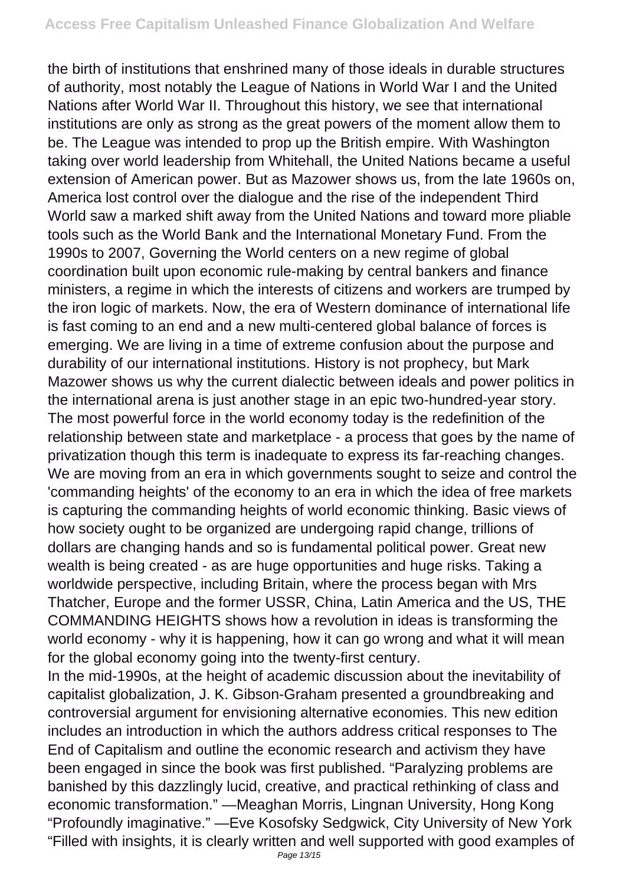the birth of institutions that enshrined many of those ideals in durable structures of authority, most notably the League of Nations in World War I and the United Nations after World War II. Throughout this history, we see that international institutions are only as strong as the great powers of the moment allow them to be. The League was intended to prop up the British empire. With Washington taking over world leadership from Whitehall, the United Nations became a useful extension of American power. But as Mazower shows us, from the late 1960s on, America lost control over the dialogue and the rise of the independent Third World saw a marked shift away from the United Nations and toward more pliable tools such as the World Bank and the International Monetary Fund. From the 1990s to 2007, Governing the World centers on a new regime of global coordination built upon economic rule-making by central bankers and finance ministers, a regime in which the interests of citizens and workers are trumped by the iron logic of markets. Now, the era of Western dominance of international life is fast coming to an end and a new multi-centered global balance of forces is emerging. We are living in a time of extreme confusion about the purpose and durability of our international institutions. History is not prophecy, but Mark Mazower shows us why the current dialectic between ideals and power politics in the international arena is just another stage in an epic two-hundred-year story. The most powerful force in the world economy today is the redefinition of the relationship between state and marketplace - a process that goes by the name of privatization though this term is inadequate to express its far-reaching changes. We are moving from an era in which governments sought to seize and control the 'commanding heights' of the economy to an era in which the idea of free markets is capturing the commanding heights of world economic thinking. Basic views of how society ought to be organized are undergoing rapid change, trillions of dollars are changing hands and so is fundamental political power. Great new wealth is being created - as are huge opportunities and huge risks. Taking a worldwide perspective, including Britain, where the process began with Mrs Thatcher, Europe and the former USSR, China, Latin America and the US, THE COMMANDING HEIGHTS shows how a revolution in ideas is transforming the world economy - why it is happening, how it can go wrong and what it will mean for the global economy going into the twenty-first century.

In the mid-1990s, at the height of academic discussion about the inevitability of capitalist globalization, J. K. Gibson-Graham presented a groundbreaking and controversial argument for envisioning alternative economies. This new edition includes an introduction in which the authors address critical responses to The End of Capitalism and outline the economic research and activism they have been engaged in since the book was first published. "Paralyzing problems are banished by this dazzlingly lucid, creative, and practical rethinking of class and economic transformation." —Meaghan Morris, Lingnan University, Hong Kong "Profoundly imaginative." —Eve Kosofsky Sedgwick, City University of New York "Filled with insights, it is clearly written and well supported with good examples of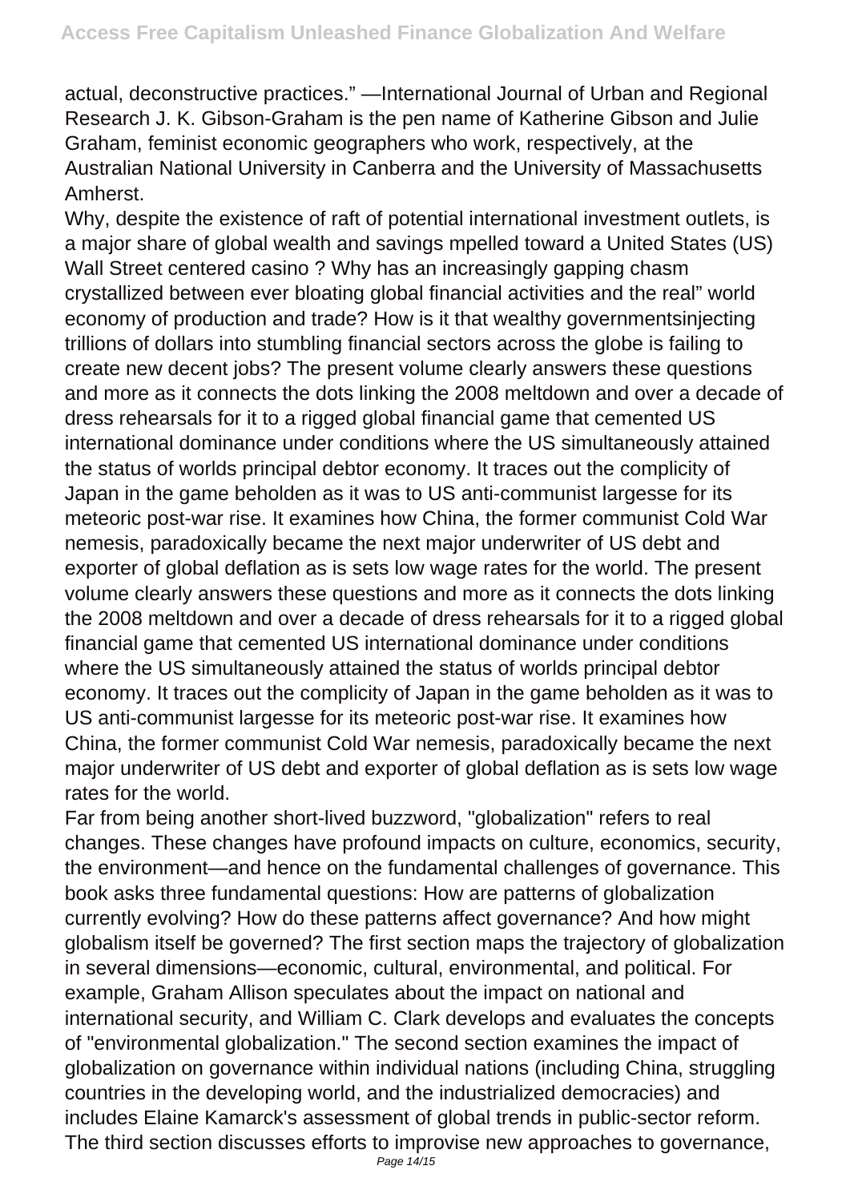actual, deconstructive practices." —International Journal of Urban and Regional Research J. K. Gibson-Graham is the pen name of Katherine Gibson and Julie Graham, feminist economic geographers who work, respectively, at the Australian National University in Canberra and the University of Massachusetts Amherst.

Why, despite the existence of raft of potential international investment outlets, is a major share of global wealth and savings mpelled toward a United States (US) Wall Street centered casino ? Why has an increasingly gapping chasm crystallized between ever bloating global financial activities and the real" world economy of production and trade? How is it that wealthy governmentsinjecting trillions of dollars into stumbling financial sectors across the globe is failing to create new decent jobs? The present volume clearly answers these questions and more as it connects the dots linking the 2008 meltdown and over a decade of dress rehearsals for it to a rigged global financial game that cemented US international dominance under conditions where the US simultaneously attained the status of worlds principal debtor economy. It traces out the complicity of Japan in the game beholden as it was to US anti-communist largesse for its meteoric post-war rise. It examines how China, the former communist Cold War nemesis, paradoxically became the next major underwriter of US debt and exporter of global deflation as is sets low wage rates for the world. The present volume clearly answers these questions and more as it connects the dots linking the 2008 meltdown and over a decade of dress rehearsals for it to a rigged global financial game that cemented US international dominance under conditions where the US simultaneously attained the status of worlds principal debtor economy. It traces out the complicity of Japan in the game beholden as it was to US anti-communist largesse for its meteoric post-war rise. It examines how China, the former communist Cold War nemesis, paradoxically became the next major underwriter of US debt and exporter of global deflation as is sets low wage rates for the world.

Far from being another short-lived buzzword, "globalization" refers to real changes. These changes have profound impacts on culture, economics, security, the environment—and hence on the fundamental challenges of governance. This book asks three fundamental questions: How are patterns of globalization currently evolving? How do these patterns affect governance? And how might globalism itself be governed? The first section maps the trajectory of globalization in several dimensions—economic, cultural, environmental, and political. For example, Graham Allison speculates about the impact on national and international security, and William C. Clark develops and evaluates the concepts of "environmental globalization." The second section examines the impact of globalization on governance within individual nations (including China, struggling countries in the developing world, and the industrialized democracies) and includes Elaine Kamarck's assessment of global trends in public-sector reform. The third section discusses efforts to improvise new approaches to governance,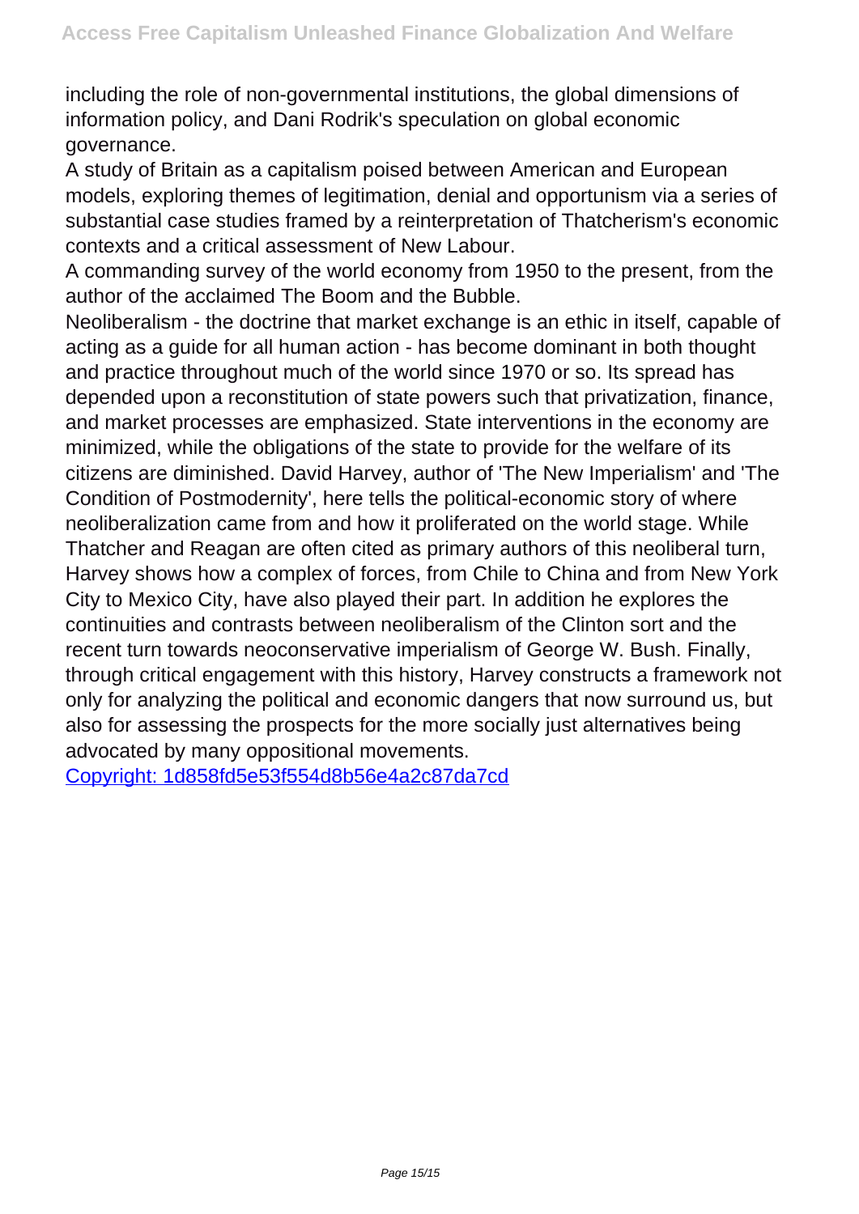including the role of non-governmental institutions, the global dimensions of information policy, and Dani Rodrik's speculation on global economic governance.

A study of Britain as a capitalism poised between American and European models, exploring themes of legitimation, denial and opportunism via a series of substantial case studies framed by a reinterpretation of Thatcherism's economic contexts and a critical assessment of New Labour.

A commanding survey of the world economy from 1950 to the present, from the author of the acclaimed The Boom and the Bubble.

Neoliberalism - the doctrine that market exchange is an ethic in itself, capable of acting as a guide for all human action - has become dominant in both thought and practice throughout much of the world since 1970 or so. Its spread has depended upon a reconstitution of state powers such that privatization, finance, and market processes are emphasized. State interventions in the economy are minimized, while the obligations of the state to provide for the welfare of its citizens are diminished. David Harvey, author of 'The New Imperialism' and 'The Condition of Postmodernity', here tells the political-economic story of where neoliberalization came from and how it proliferated on the world stage. While Thatcher and Reagan are often cited as primary authors of this neoliberal turn, Harvey shows how a complex of forces, from Chile to China and from New York City to Mexico City, have also played their part. In addition he explores the continuities and contrasts between neoliberalism of the Clinton sort and the recent turn towards neoconservative imperialism of George W. Bush. Finally, through critical engagement with this history, Harvey constructs a framework not only for analyzing the political and economic dangers that now surround us, but also for assessing the prospects for the more socially just alternatives being advocated by many oppositional movements.

Copyright: 1d858fd5e53f554d8b56e4a2c87da7cd